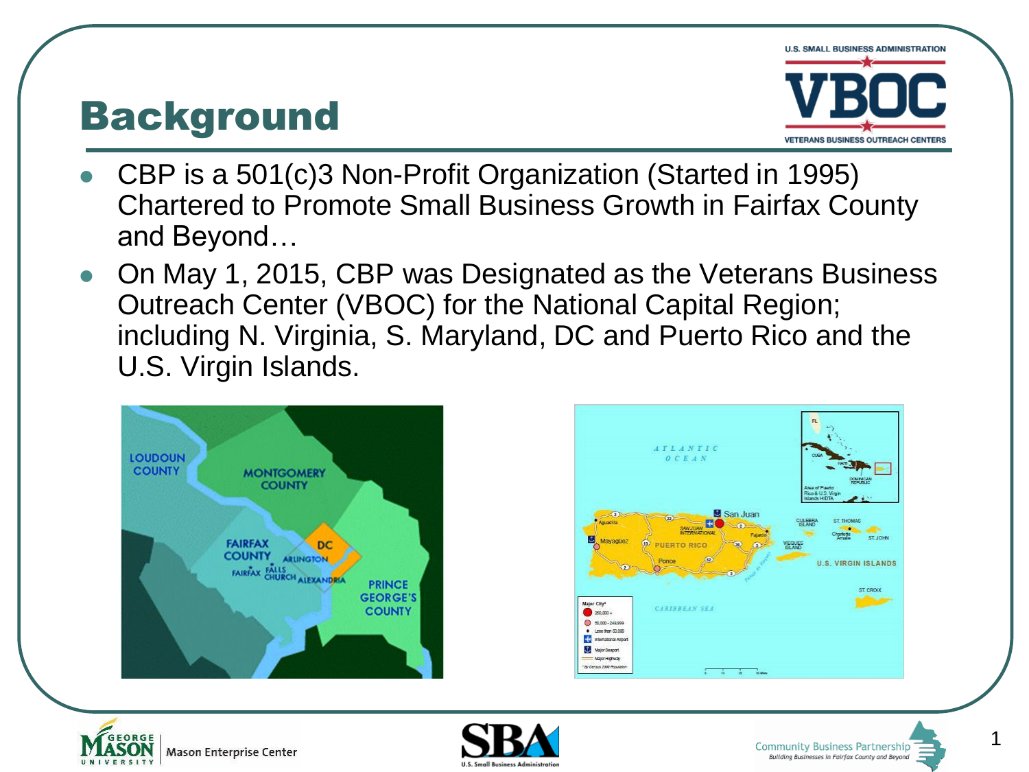# Background

- CBP is a 501(c)3 Non-Profit Organization (Started in 1995) Chartered to Promote Small Business Growth in Fairfax County and Beyond…
- On May 1, 2015, CBP was Designated as the Veterans Business Outreach Center (VBOC) for the National Capital Region; including N. Virginia, S. Maryland, DC and Puerto Rico and the U.S. Virgin Islands.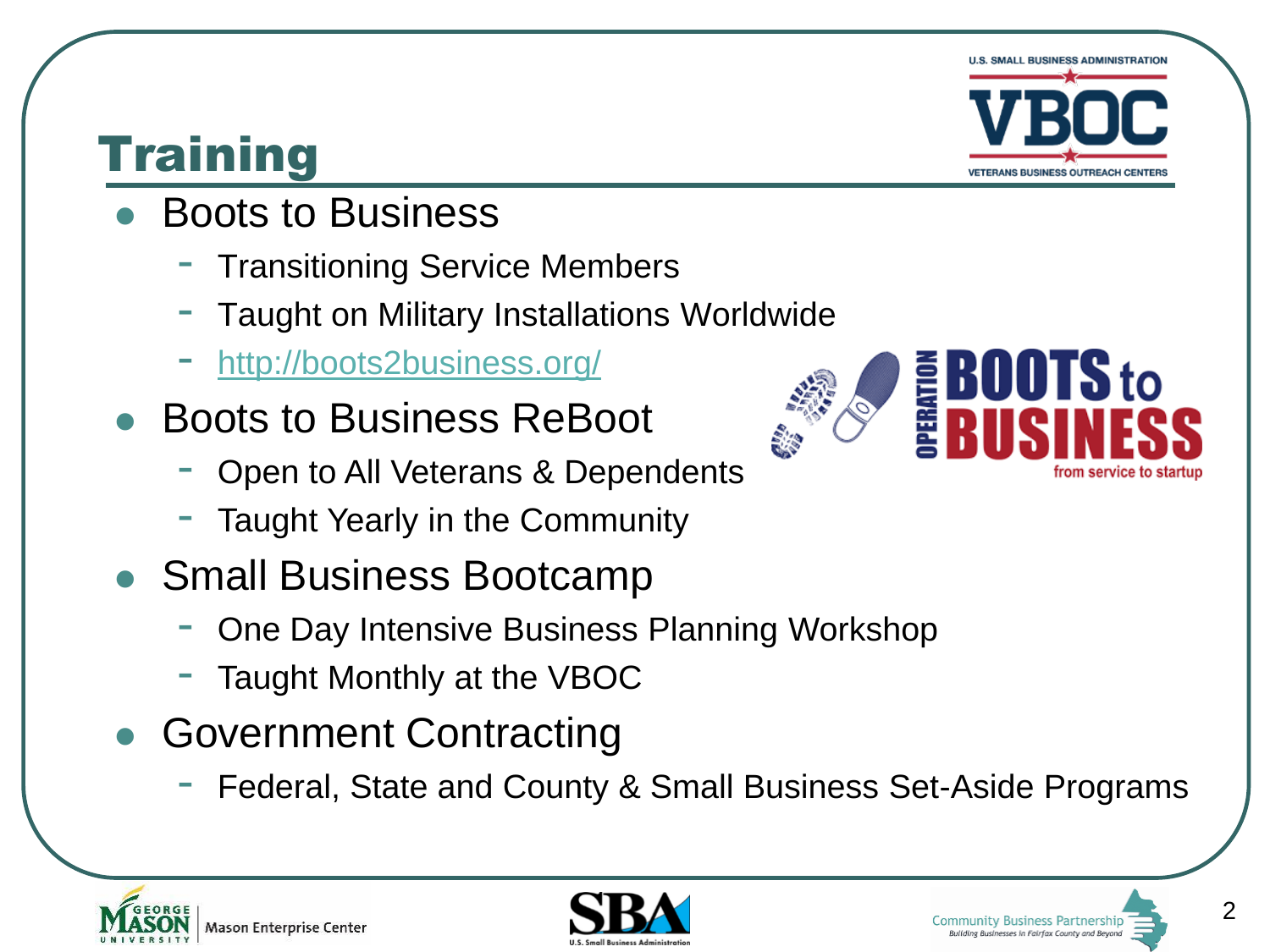# Training

- Boots to Business
  - Transitioning Service Members
  - Taught on Military Installations Worldwide
  - http://boots2business.org/
- Boots to Business ReBoot
  - Open to All Veterans & Dependents
  - Taught Yearly in the Community
- Small Business Bootcamp
  - One Day Intensive Business Planning Workshop
  - Taught Monthly at the VBOC
- Government Contracting
  - Federal, State and County & Small Business Set-Aside Programs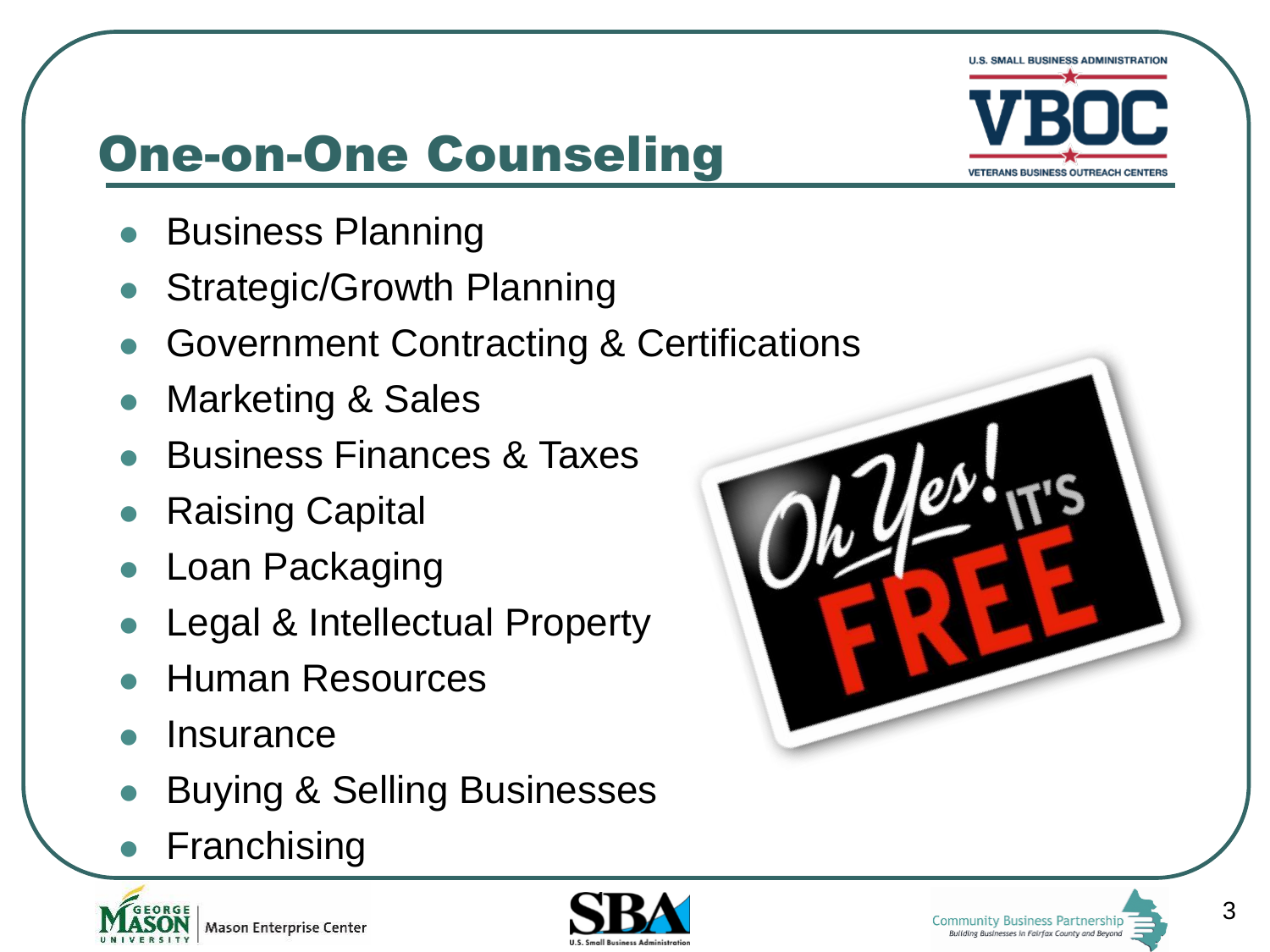# One-on-One Counseling

- Business Planning
- Strategic/Growth Planning
- Government Contracting & Certifications
- Marketing & Sales
- Business Finances & Taxes
- Raising Capital
- Loan Packaging
- Legal & Intellectual Property
- Human Resources
- Insurance
- Buying & Selling Businesses
- Franchising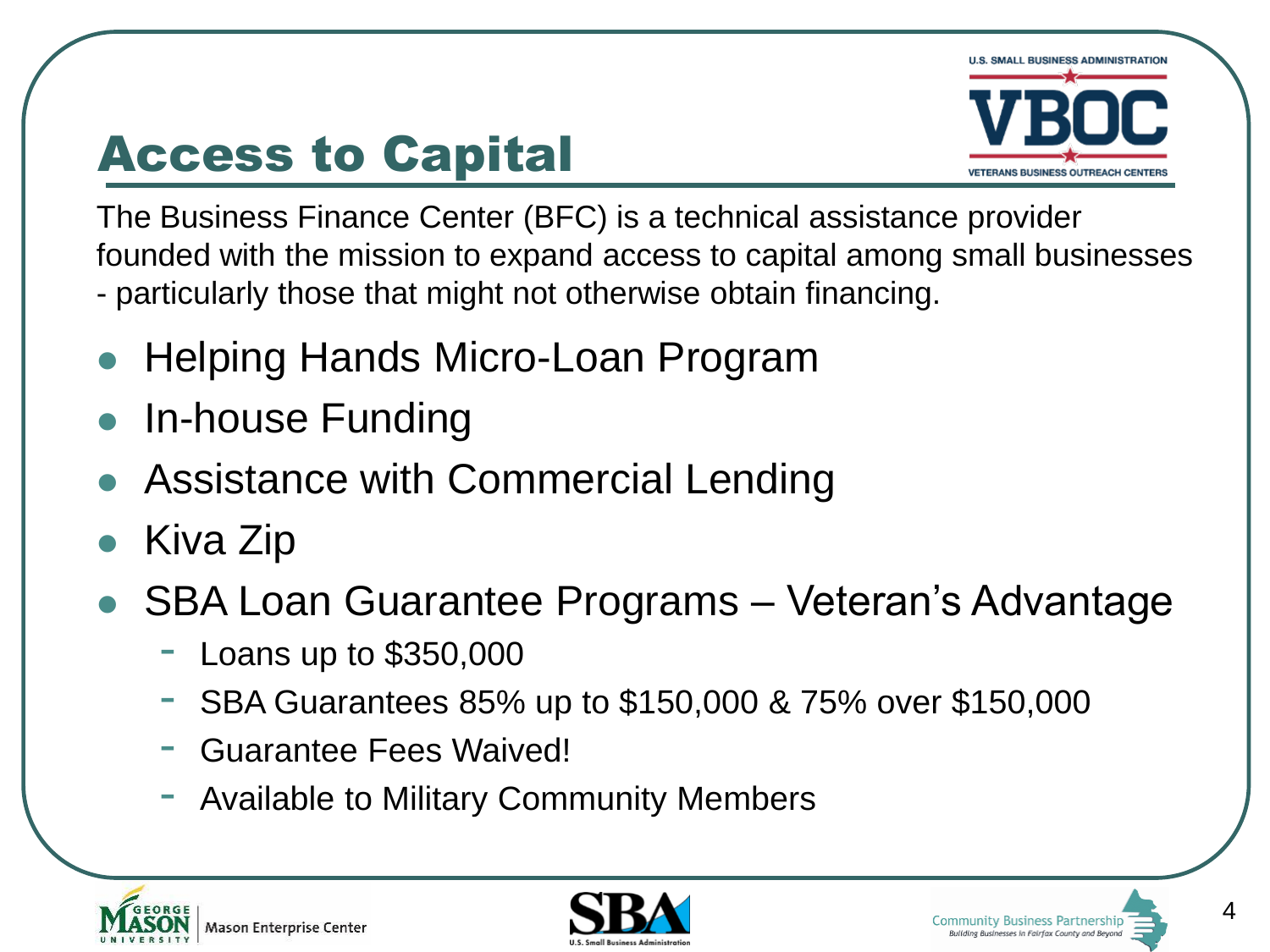# Access to Capital

The Business Finance Center (BFC) is a technical assistance provider founded with the mission to expand access to capital among small businesses - particularly those that might not otherwise obtain financing.

- Helping Hands Micro-Loan Program
- In-house Funding
- Assistance with Commercial Lending
- Kiva Zip
- SBA Loan Guarantee Programs – Veteran's Advantage
  - Loans up to $350,000
  - SBA Guarantees 85% up to $150,000 & 75% over $150,000
  - Guarantee Fees Waived!
  - Available to Military Community Members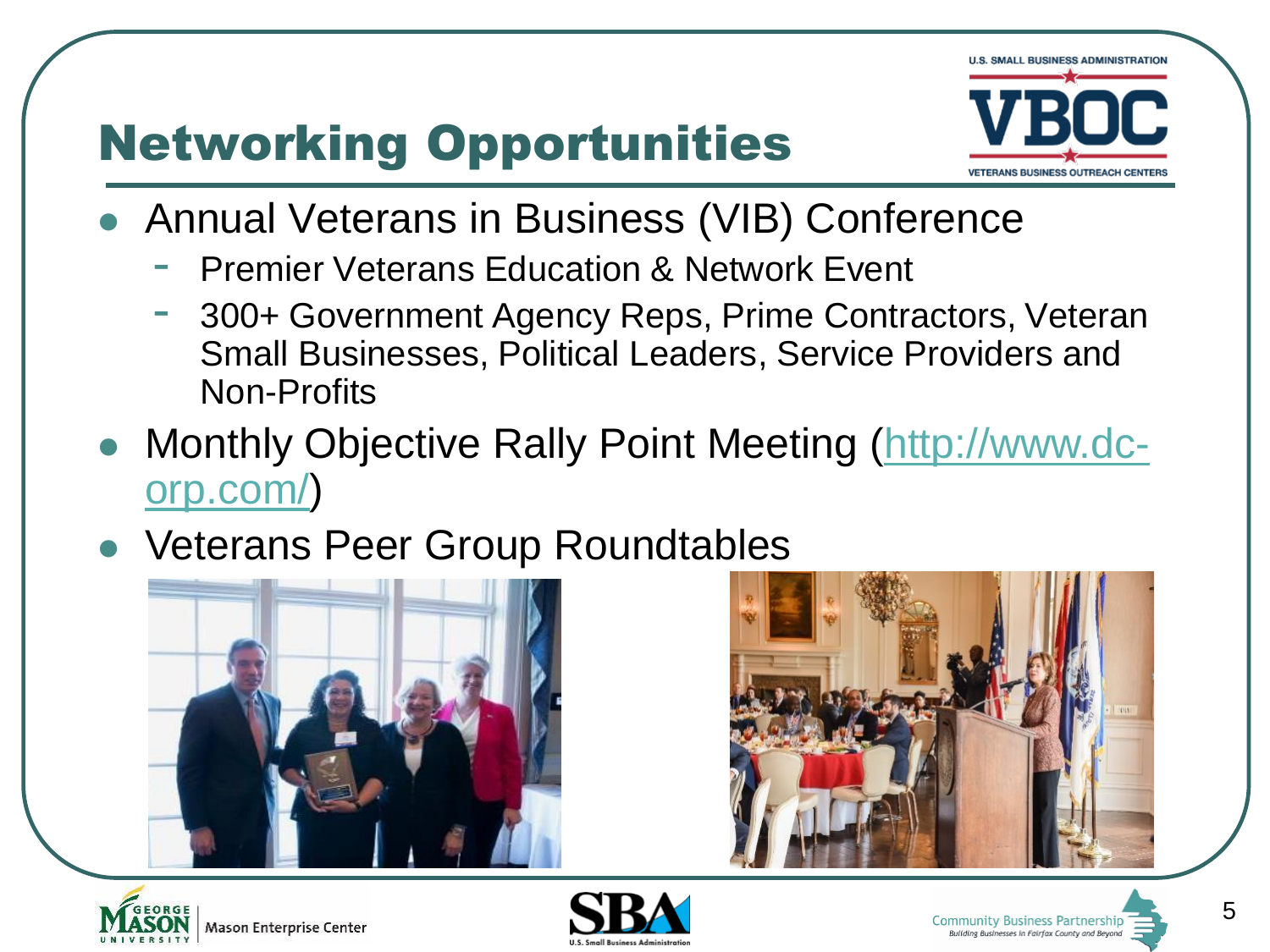# Networking Opportunities

- Annual Veterans in Business (VIB) Conference
  - Premier Veterans Education & Network Event
  - 300+ Government Agency Reps, Prime Contractors, Veteran Small Businesses, Political Leaders, Service Providers and Non-Profits
- Monthly Objective Rally Point Meeting (http://www.dc-orp.com/)
- Veterans Peer Group Roundtables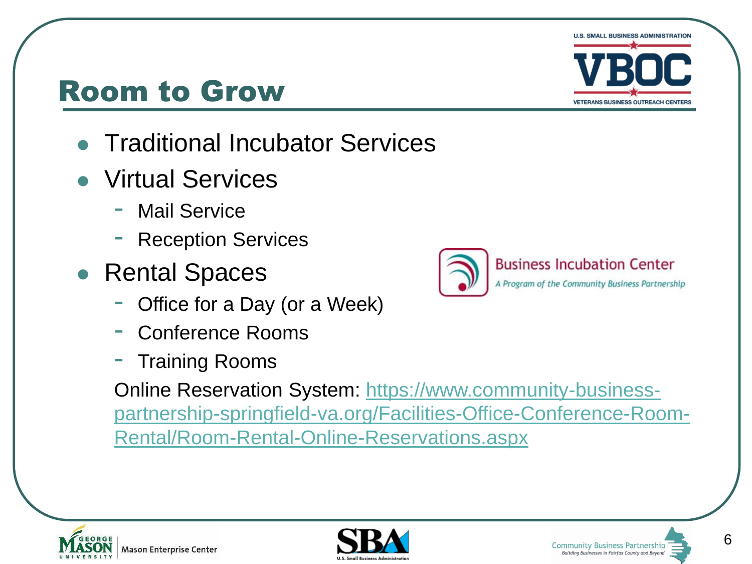# Room to Grow

- Traditional Incubator Services
- Virtual Services
  - Mail Service
  - Reception Services
- Rental Spaces
  - Office for a Day (or a Week)
  - Conference Rooms
  - Training Rooms

  Online Reservation System: https://www.community-business-partnership-springfield-va.org/Facilities-Office-Conference-Room-Rental/Room-Rental-Online-Reservations.aspx

Business Incubation Center
*A Program of the Community Business Partnership*